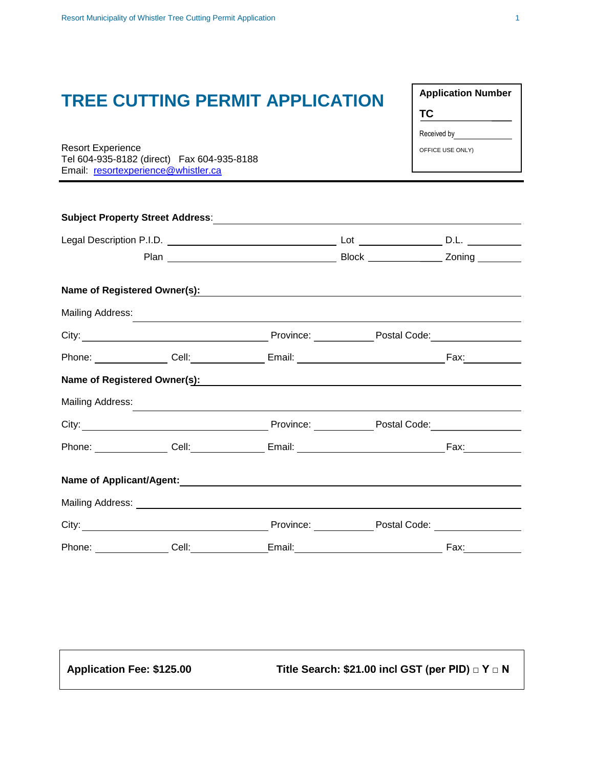# TREE CUTTING PERMIT APPLICATION

| Application Number |
| --- |
| TC \_\_\_\_\_\_\_\_\_\_\_\_ |
| Received by \_\_\_\_\_\_\_\_\_\_\_\_ |
| OFFICE USE ONLY) |

Resort Experience
Tel 604-935-8182 (direct) Fax 604-935-8188
Email: [resortexperience@whistler.ca](mailto:resortexperience@whistler.ca)

---

**Subject Property Street Address**: \_\_\_\_\_\_\_\_\_\_\_\_\_\_\_\_\_\_\_\_\_\_\_\_\_\_\_\_\_\_\_\_\_\_\_\_\_\_\_\_

Legal Description P.I.D. \_\_\_\_\_\_\_\_\_\_\_\_\_\_\_\_\_\_\_\_ Lot \_\_\_\_\_\_\_\_\_\_ D.L. \_\_\_\_\_\_\_\_

Plan \_\_\_\_\_\_\_\_\_\_\_\_\_\_\_\_\_\_\_\_ Block \_\_\_\_\_\_\_\_\_\_ Zoning \_\_\_\_\_\_\_\_

**Name of Registered Owner(s):** \_\_\_\_\_\_\_\_\_\_\_\_\_\_\_\_\_\_\_\_\_\_\_\_\_\_\_\_\_\_\_\_\_\_\_\_\_\_\_\_

Mailing Address: \_\_\_\_\_\_\_\_\_\_\_\_\_\_\_\_\_\_\_\_\_\_\_\_\_\_\_\_\_\_\_\_\_\_\_\_\_\_\_\_

City: \_\_\_\_\_\_\_\_\_\_\_\_\_\_\_\_\_\_\_\_ Province: \_\_\_\_\_\_\_\_ Postal Code: \_\_\_\_\_\_\_\_\_\_

Phone: \_\_\_\_\_\_\_\_\_\_ Cell: \_\_\_\_\_\_\_\_\_\_ Email: \_\_\_\_\_\_\_\_\_\_\_\_\_\_\_\_\_\_\_\_ Fax: \_\_\_\_\_\_\_\_

**Name of Registered Owner(s):** \_\_\_\_\_\_\_\_\_\_\_\_\_\_\_\_\_\_\_\_\_\_\_\_\_\_\_\_\_\_\_\_\_\_\_\_\_\_\_\_

Mailing Address: \_\_\_\_\_\_\_\_\_\_\_\_\_\_\_\_\_\_\_\_\_\_\_\_\_\_\_\_\_\_\_\_\_\_\_\_\_\_\_\_

City: \_\_\_\_\_\_\_\_\_\_\_\_\_\_\_\_\_\_\_\_ Province: \_\_\_\_\_\_\_\_ Postal Code: \_\_\_\_\_\_\_\_\_\_

Phone: \_\_\_\_\_\_\_\_\_\_ Cell: \_\_\_\_\_\_\_\_\_\_ Email: \_\_\_\_\_\_\_\_\_\_\_\_\_\_\_\_\_\_\_\_ Fax: \_\_\_\_\_\_\_\_

**Name of Applicant/Agent:** \_\_\_\_\_\_\_\_\_\_\_\_\_\_\_\_\_\_\_\_\_\_\_\_\_\_\_\_\_\_\_\_\_\_\_\_\_\_\_\_

Mailing Address: \_\_\_\_\_\_\_\_\_\_\_\_\_\_\_\_\_\_\_\_\_\_\_\_\_\_\_\_\_\_\_\_\_\_\_\_\_\_\_\_

City: \_\_\_\_\_\_\_\_\_\_\_\_\_\_\_\_\_\_\_\_ Province: \_\_\_\_\_\_\_\_ Postal Code: \_\_\_\_\_\_\_\_\_\_

Phone: \_\_\_\_\_\_\_\_\_\_ Cell: \_\_\_\_\_\_\_\_\_\_ Email: \_\_\_\_\_\_\_\_\_\_\_\_\_\_\_\_\_\_\_\_ Fax: \_\_\_\_\_\_\_\_

| **Application Fee: $125.00** | **Title Search: $21.00 incl GST (per PID) □ Y □ N** |
| --- | --- |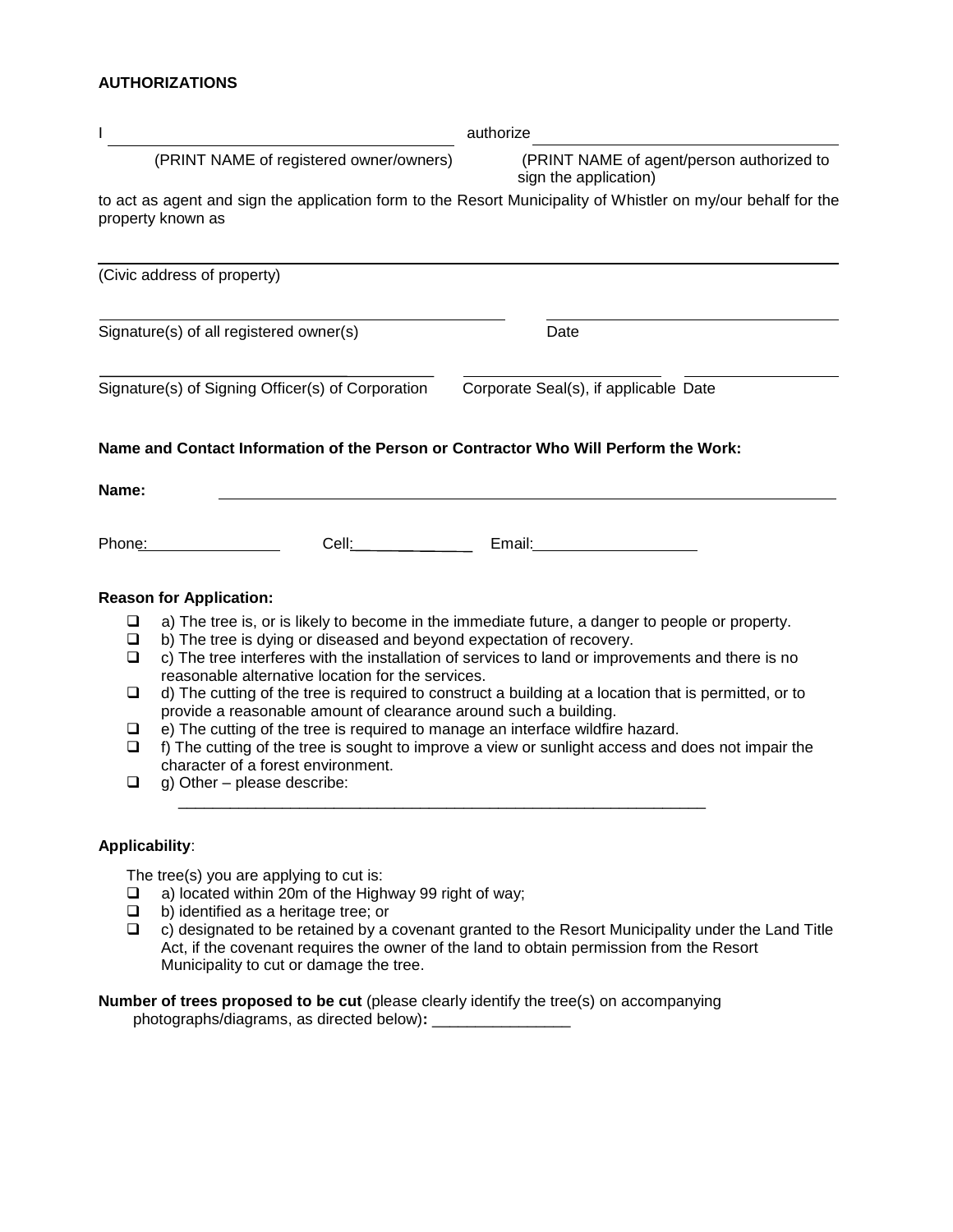**AUTHORIZATIONS**

I ________________________________________ authorize ____________________________________

(PRINT NAME of registered owner/owners) (PRINT NAME of agent/person authorized to sign the application)

to act as agent and sign the application form to the Resort Municipality of Whistler on my/our behalf for the property known as

______________________________________________________________________________

(Civic address of property)

______________________________________________ ______________________________

Signature(s) of all registered owner(s) Date

______________________________________ ______________________ ________________

Signature(s) of Signing Officer(s) of Corporation Corporate Seal(s), if applicable Date

**Name and Contact Information of the Person or Contractor Who Will Perform the Work:**

**Name:** ______________________________________________________________________

Phone: ________________ Cell: ______________ Email: ___________________

**Reason for Application:**

- ❑ a) The tree is, or is likely to become in the immediate future, a danger to people or property.
- ❑ b) The tree is dying or diseased and beyond expectation of recovery.
- ❑ c) The tree interferes with the installation of services to land or improvements and there is no reasonable alternative location for the services.
- ❑ d) The cutting of the tree is required to construct a building at a location that is permitted, or to provide a reasonable amount of clearance around such a building.
- ❑ e) The cutting of the tree is required to manage an interface wildfire hazard.
- ❑ f) The cutting of the tree is sought to improve a view or sunlight access and does not impair the character of a forest environment.
- ❑ g) Other – please describe:
  ________________________________________________________________

**Applicability**:

The tree(s) you are applying to cut is:

- ❑ a) located within 20m of the Highway 99 right of way;
- ❑ b) identified as a heritage tree; or
- ❑ c) designated to be retained by a covenant granted to the Resort Municipality under the Land Title Act, if the covenant requires the owner of the land to obtain permission from the Resort Municipality to cut or damage the tree.

**Number of trees proposed to be cut** (please clearly identify the tree(s) on accompanying photographs/diagrams, as directed below)**:** ________________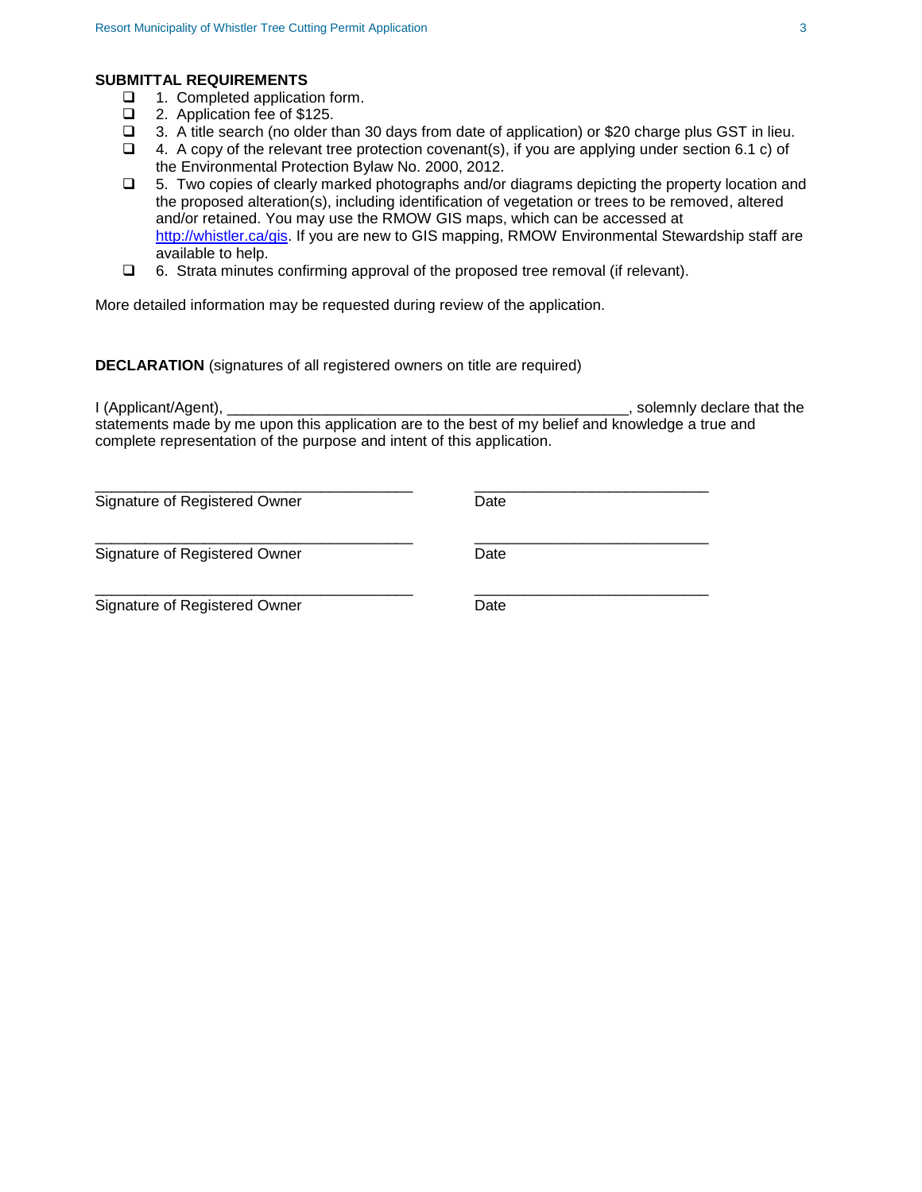**SUBMITTAL REQUIREMENTS**

- ❑ 1. Completed application form.
- ❑ 2. Application fee of $125.
- ❑ 3. A title search (no older than 30 days from date of application) or $20 charge plus GST in lieu.
- ❑ 4. A copy of the relevant tree protection covenant(s), if you are applying under section 6.1 c) of the Environmental Protection Bylaw No. 2000, 2012.
- ❑ 5. Two copies of clearly marked photographs and/or diagrams depicting the property location and the proposed alteration(s), including identification of vegetation or trees to be removed, altered and/or retained. You may use the RMOW GIS maps, which can be accessed at http://whistler.ca/gis. If you are new to GIS mapping, RMOW Environmental Stewardship staff are available to help.
- ❑ 6. Strata minutes confirming approval of the proposed tree removal (if relevant).

More detailed information may be requested during review of the application.

**DECLARATION** (signatures of all registered owners on title are required)

I (Applicant/Agent), __________________________________________________, solemnly declare that the statements made by me upon this application are to the best of my belief and knowledge a true and complete representation of the purpose and intent of this application.

_______________________________________ _____________________________

Signature of Registered Owner Date

_______________________________________ _____________________________

Signature of Registered Owner Date

_______________________________________ _____________________________

Signature of Registered Owner Date